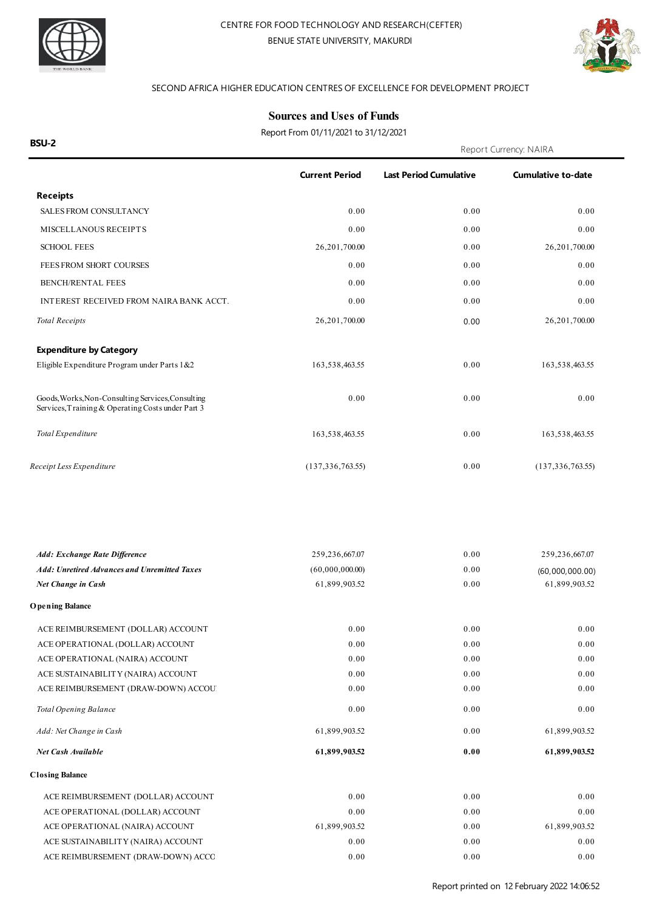CENTRE FOR FOOD TECHNOLOGY AND RESEARCH(CEFTER)

BENUE STATE UNIVERSITY, MAKURDI

SECOND AFRICA HIGHER EDUCATION CENTRES OF EXCELLENCE FOR DEVELOPMENT PROJECT

# Sources and Uses of Funds

Report From 01/11/2021 to 31/12/2021

**BSU-2**

Report Currency: NAIRA

| | Current Period | Last Period Cumulative | Cumulative to-date |
|---|---|---|---|
| **Receipts** | | | |
| SALES FROM CONSULTANCY | 0.00 | 0.00 | 0.00 |
| MISCELLANOUS RECEIPTS | 0.00 | 0.00 | 0.00 |
| SCHOOL FEES | 26,201,700.00 | 0.00 | 26,201,700.00 |
| FEES FROM SHORT COURSES | 0.00 | 0.00 | 0.00 |
| BENCH/RENTAL FEES | 0.00 | 0.00 | 0.00 |
| INTEREST RECEIVED FROM NAIRA BANK ACCT. | 0.00 | 0.00 | 0.00 |
| *Total Receipts* | 26,201,700.00 | 0.00 | 26,201,700.00 |
| **Expenditure by Category** | | | |
| Eligible Expenditure Program under Parts 1&2 | 163,538,463.55 | 0.00 | 163,538,463.55 |
| Goods,Works,Non-Consulting Services,Consulting Services,Training & Operating Costs under Part 3 | 0.00 | 0.00 | 0.00 |
| *Total Expenditure* | 163,538,463.55 | 0.00 | 163,538,463.55 |
| *Receipt Less Expenditure* | (137,336,763.55) | 0.00 | (137,336,763.55) |
| ***Add: Exchange Rate Difference*** | 259,236,667.07 | 0.00 | 259,236,667.07 |
| ***Add: Unretired Advances and Unremitted Taxes*** | (60,000,000.00) | 0.00 | (60,000,000.00) |
| ***Net Change in Cash*** | 61,899,903.52 | 0.00 | 61,899,903.52 |
| **Opening Balance** | | | |
| ACE REIMBURSEMENT (DOLLAR) ACCOUNT | 0.00 | 0.00 | 0.00 |
| ACE OPERATIONAL (DOLLAR) ACCOUNT | 0.00 | 0.00 | 0.00 |
| ACE OPERATIONAL (NAIRA) ACCOUNT | 0.00 | 0.00 | 0.00 |
| ACE SUSTAINABILITY (NAIRA) ACCOUNT | 0.00 | 0.00 | 0.00 |
| ACE REIMBURSEMENT (DRAW-DOWN) ACCOU | 0.00 | 0.00 | 0.00 |
| *Total Opening Balance* | 0.00 | 0.00 | 0.00 |
| *Add: Net Change in Cash* | 61,899,903.52 | 0.00 | 61,899,903.52 |
| ***Net Cash Available*** | **61,899,903.52** | **0.00** | **61,899,903.52** |
| **Closing Balance** | | | |
| ACE REIMBURSEMENT (DOLLAR) ACCOUNT | 0.00 | 0.00 | 0.00 |
| ACE OPERATIONAL (DOLLAR) ACCOUNT | 0.00 | 0.00 | 0.00 |
| ACE OPERATIONAL (NAIRA) ACCOUNT | 61,899,903.52 | 0.00 | 61,899,903.52 |
| ACE SUSTAINABILITY (NAIRA) ACCOUNT | 0.00 | 0.00 | 0.00 |
| ACE REIMBURSEMENT (DRAW-DOWN) ACCC | 0.00 | 0.00 | 0.00 |

Report printed on 12 February 2022 14:06:52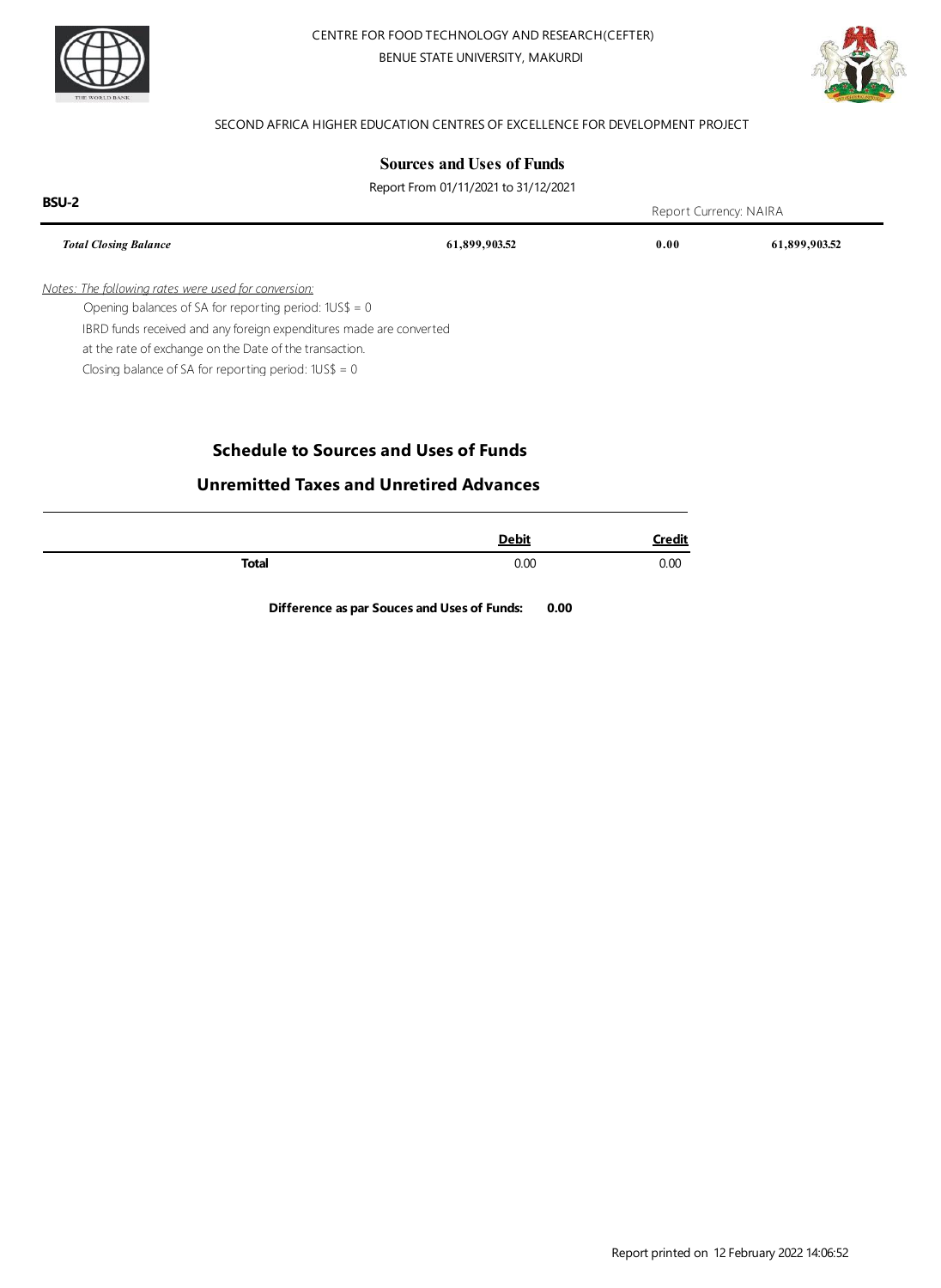CENTRE FOR FOOD TECHNOLOGY AND RESEARCH(CEFTER)
BENUE STATE UNIVERSITY, MAKURDI

SECOND AFRICA HIGHER EDUCATION CENTRES OF EXCELLENCE FOR DEVELOPMENT PROJECT

## Sources and Uses of Funds

Report From 01/11/2021 to 31/12/2021

**BSU-2**

Report Currency: NAIRA

| | | | |
|---|---|---|---|
| ***Total Closing Balance*** | **61,899,903.52** | **0.00** | **61,899,903.52** |

*Notes: The following rates were used for conversion:*

Opening balances of SA for reporting period: 1US$ = 0

IBRD funds received and any foreign expenditures made are converted at the rate of exchange on the Date of the transaction.

Closing balance of SA for reporting period: 1US$ = 0

## Schedule to Sources and Uses of Funds

## Unremitted Taxes and Unretired Advances

| | Debit | Credit |
|---|---|---|
| **Total** | 0.00 | 0.00 |

**Difference as par Souces and Uses of Funds: 0.00**

Report printed on 12 February 2022 14:06:52